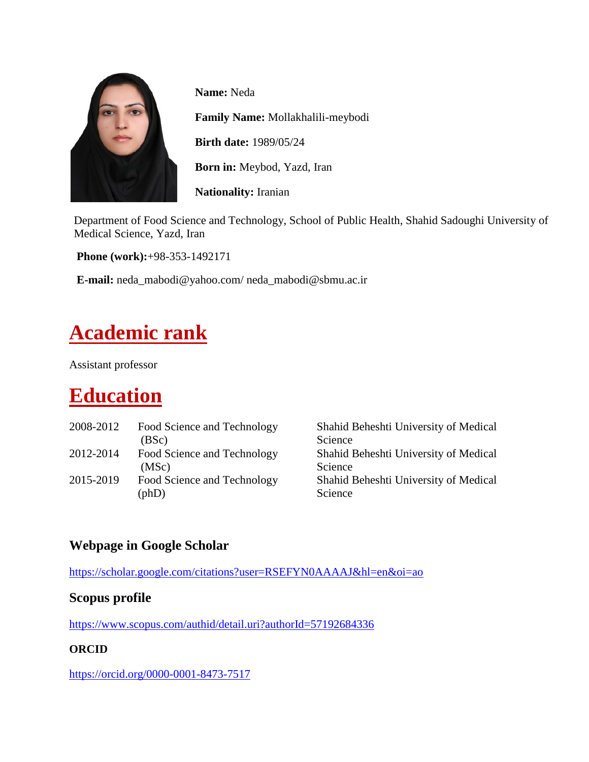**Name:** Neda

**Family Name:** Mollakhalili-meybodi

**Birth date:** 1989/05/24

**Born in:** Meybod, Yazd, Iran

**Nationality:** Iranian

Department of Food Science and Technology, School of Public Health, Shahid Sadoughi University of Medical Science, Yazd, Iran

**Phone (work):**+98-353-1492171

**E-mail:** neda_mabodi@yahoo.com/ neda_mabodi@sbmu.ac.ir

# Academic rank

Assistant professor

# Education

| | | |
|---|---|---|
| 2008-2012 | Food Science and Technology (BSc) | Shahid Beheshti University of Medical Science |
| 2012-2014 | Food Science and Technology (MSc) | Shahid Beheshti University of Medical Science |
| 2015-2019 | Food Science and Technology (phD) | Shahid Beheshti University of Medical Science |

### Webpage in Google Scholar

https://scholar.google.com/citations?user=RSEFYN0AAAAJ&hl=en&oi=ao

### Scopus profile

https://www.scopus.com/authid/detail.uri?authorId=57192684336

**ORCID**

https://orcid.org/0000-0001-8473-7517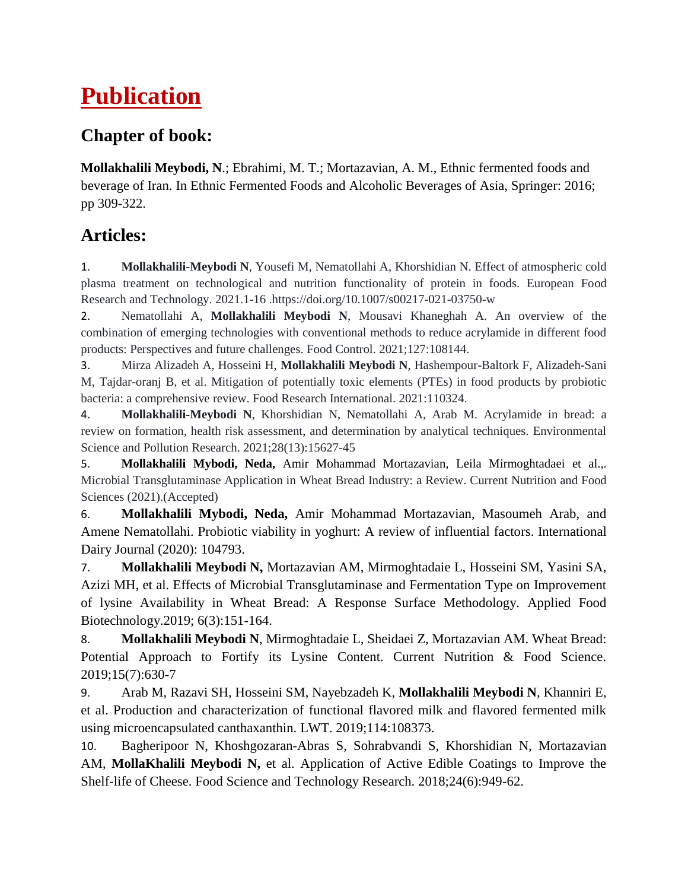# Publication

## Chapter of book:

**Mollakhalili Meybodi, N**.; Ebrahimi, M. T.; Mortazavian, A. M., Ethnic fermented foods and beverage of Iran. In Ethnic Fermented Foods and Alcoholic Beverages of Asia, Springer: 2016; pp 309-322.

## Articles:

1. **Mollakhalili-Meybodi N**, Yousefi M, Nematollahi A, Khorshidian N. Effect of atmospheric cold plasma treatment on technological and nutrition functionality of protein in foods. European Food Research and Technology. 2021.1-16 .https://doi.org/10.1007/s00217-021-03750-w
2. Nematollahi A, **Mollakhalili Meybodi N**, Mousavi Khaneghah A. An overview of the combination of emerging technologies with conventional methods to reduce acrylamide in different food products: Perspectives and future challenges. Food Control. 2021;127:108144.
3. Mirza Alizadeh A, Hosseini H, **Mollakhalili Meybodi N**, Hashempour-Baltork F, Alizadeh-Sani M, Tajdar-oranj B, et al. Mitigation of potentially toxic elements (PTEs) in food products by probiotic bacteria: a comprehensive review. Food Research International. 2021:110324.
4. **Mollakhalili-Meybodi N**, Khorshidian N, Nematollahi A, Arab M. Acrylamide in bread: a review on formation, health risk assessment, and determination by analytical techniques. Environmental Science and Pollution Research. 2021;28(13):15627-45
5. **Mollakhalili Mybodi, Neda,** Amir Mohammad Mortazavian, Leila Mirmoghtadaei et al.,. Microbial Transglutaminase Application in Wheat Bread Industry: a Review. Current Nutrition and Food Sciences (2021).(Accepted)
6. **Mollakhalili Mybodi, Neda,** Amir Mohammad Mortazavian, Masoumeh Arab, and Amene Nematollahi. Probiotic viability in yoghurt: A review of influential factors. International Dairy Journal (2020): 104793.
7. **Mollakhalili Meybodi N,** Mortazavian AM, Mirmoghtadaie L, Hosseini SM, Yasini SA, Azizi MH, et al. Effects of Microbial Transglutaminase and Fermentation Type on Improvement of lysine Availability in Wheat Bread: A Response Surface Methodology. Applied Food Biotechnology.2019; 6(3):151-164.
8. **Mollakhalili Meybodi N**, Mirmoghtadaie L, Sheidaei Z, Mortazavian AM. Wheat Bread: Potential Approach to Fortify its Lysine Content. Current Nutrition & Food Science. 2019;15(7):630-7
9. Arab M, Razavi SH, Hosseini SM, Nayebzadeh K, **Mollakhalili Meybodi N**, Khanniri E, et al. Production and characterization of functional flavored milk and flavored fermented milk using microencapsulated canthaxanthin. LWT. 2019;114:108373.
10. Bagheripoor N, Khoshgozaran-Abras S, Sohrabvandi S, Khorshidian N, Mortazavian AM, **MollaKhalili Meybodi N,** et al. Application of Active Edible Coatings to Improve the Shelf-life of Cheese. Food Science and Technology Research. 2018;24(6):949-62.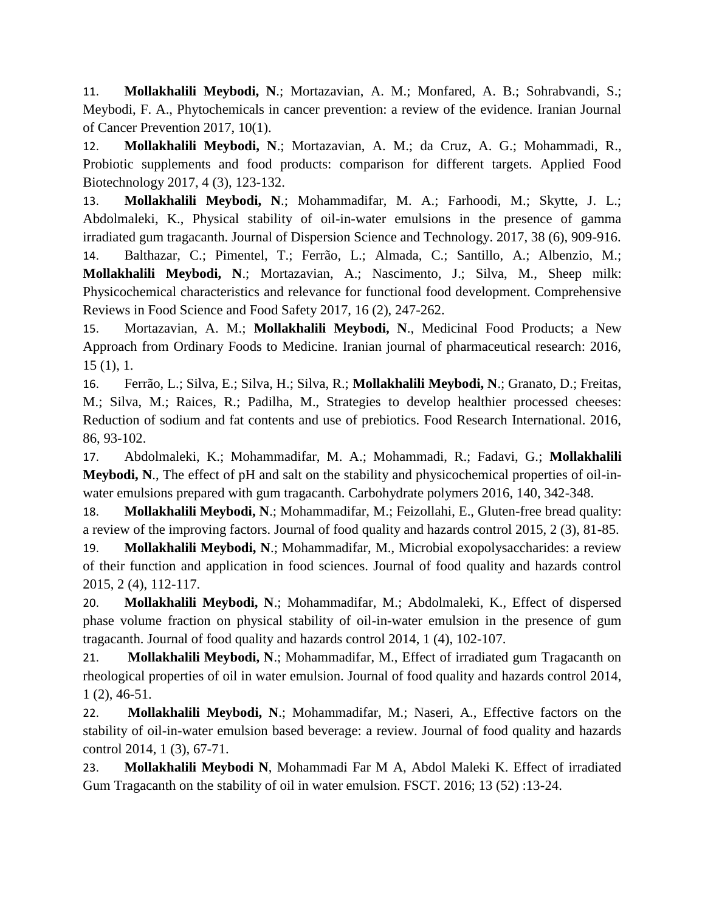11. **Mollakhalili Meybodi, N**.; Mortazavian, A. M.; Monfared, A. B.; Sohrabvandi, S.; Meybodi, F. A., Phytochemicals in cancer prevention: a review of the evidence. Iranian Journal of Cancer Prevention 2017, 10(1).

12. **Mollakhalili Meybodi, N**.; Mortazavian, A. M.; da Cruz, A. G.; Mohammadi, R., Probiotic supplements and food products: comparison for different targets. Applied Food Biotechnology 2017, 4 (3), 123-132.

13. **Mollakhalili Meybodi, N**.; Mohammadifar, M. A.; Farhoodi, M.; Skytte, J. L.; Abdolmaleki, K., Physical stability of oil-in-water emulsions in the presence of gamma irradiated gum tragacanth. Journal of Dispersion Science and Technology. 2017, 38 (6), 909-916.

14. Balthazar, C.; Pimentel, T.; Ferrão, L.; Almada, C.; Santillo, A.; Albenzio, M.; **Mollakhalili Meybodi, N**.; Mortazavian, A.; Nascimento, J.; Silva, M., Sheep milk: Physicochemical characteristics and relevance for functional food development. Comprehensive Reviews in Food Science and Food Safety 2017, 16 (2), 247-262.

15. Mortazavian, A. M.; **Mollakhalili Meybodi, N**., Medicinal Food Products; a New Approach from Ordinary Foods to Medicine. Iranian journal of pharmaceutical research: 2016, 15 (1), 1.

16. Ferrão, L.; Silva, E.; Silva, H.; Silva, R.; **Mollakhalili Meybodi, N**.; Granato, D.; Freitas, M.; Silva, M.; Raices, R.; Padilha, M., Strategies to develop healthier processed cheeses: Reduction of sodium and fat contents and use of prebiotics. Food Research International. 2016, 86, 93-102.

17. Abdolmaleki, K.; Mohammadifar, M. A.; Mohammadi, R.; Fadavi, G.; **Mollakhalili Meybodi, N**., The effect of pH and salt on the stability and physicochemical properties of oil-in-water emulsions prepared with gum tragacanth. Carbohydrate polymers 2016, 140, 342-348.

18. **Mollakhalili Meybodi, N**.; Mohammadifar, M.; Feizollahi, E., Gluten-free bread quality: a review of the improving factors. Journal of food quality and hazards control 2015, 2 (3), 81-85.

19. **Mollakhalili Meybodi, N**.; Mohammadifar, M., Microbial exopolysaccharides: a review of their function and application in food sciences. Journal of food quality and hazards control 2015, 2 (4), 112-117.

20. **Mollakhalili Meybodi, N**.; Mohammadifar, M.; Abdolmaleki, K., Effect of dispersed phase volume fraction on physical stability of oil-in-water emulsion in the presence of gum tragacanth. Journal of food quality and hazards control 2014, 1 (4), 102-107.

21. **Mollakhalili Meybodi, N**.; Mohammadifar, M., Effect of irradiated gum Tragacanth on rheological properties of oil in water emulsion. Journal of food quality and hazards control 2014, 1 (2), 46-51.

22. **Mollakhalili Meybodi, N**.; Mohammadifar, M.; Naseri, A., Effective factors on the stability of oil-in-water emulsion based beverage: a review. Journal of food quality and hazards control 2014, 1 (3), 67-71.

23. **Mollakhalili Meybodi N**, Mohammadi Far M A, Abdol Maleki K. Effect of irradiated Gum Tragacanth on the stability of oil in water emulsion. FSCT. 2016; 13 (52) :13-24.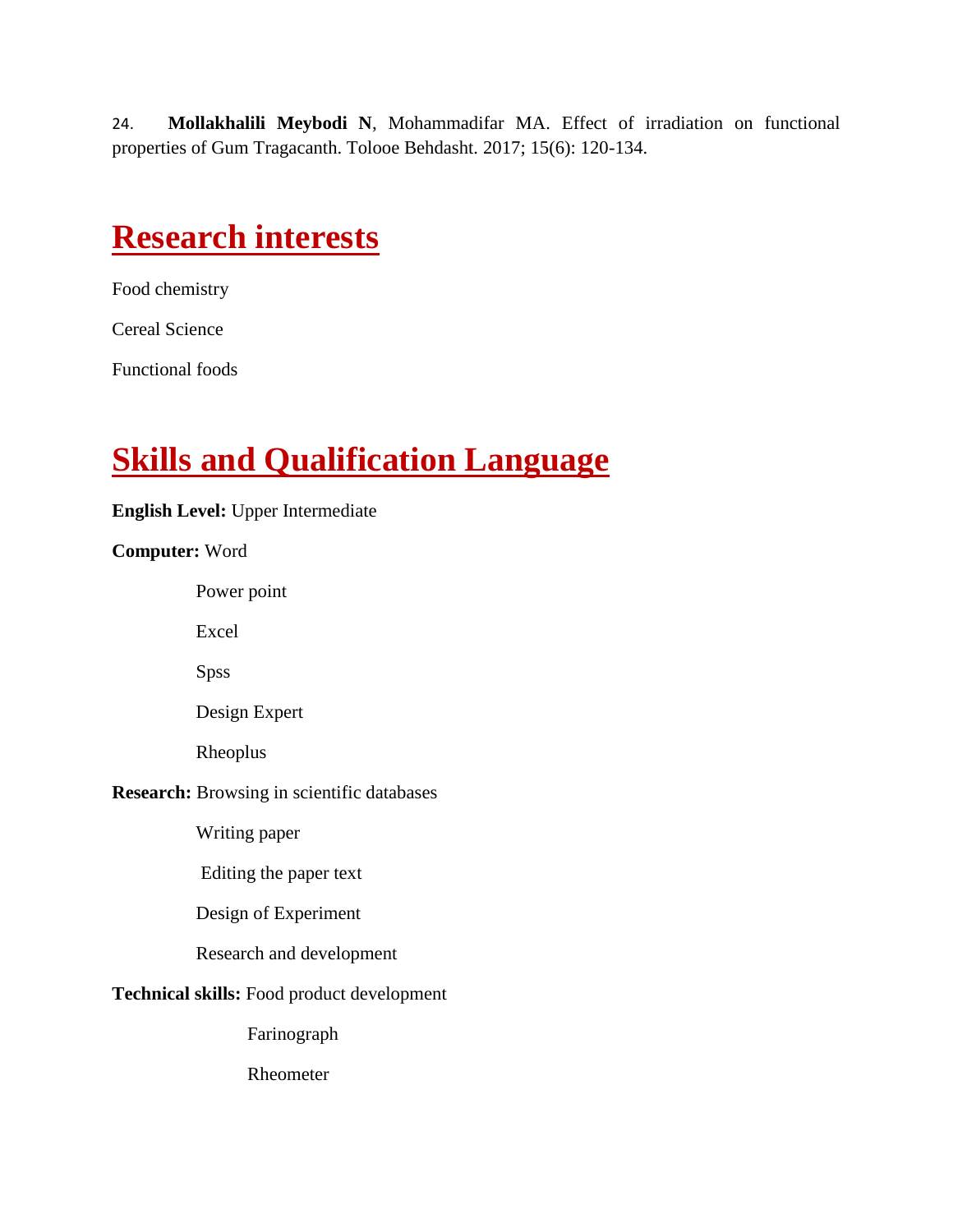24. **Mollakhalili Meybodi N**, Mohammadifar MA. Effect of irradiation on functional properties of Gum Tragacanth. Tolooe Behdasht. 2017; 15(6): 120-134.

## Research interests

Food chemistry

Cereal Science

Functional foods

## Skills and Qualification Language

**English Level:** Upper Intermediate

**Computer:** Word

Power point

Excel

Spss

Design Expert

Rheoplus

**Research:** Browsing in scientific databases

Writing paper

Editing the paper text

Design of Experiment

Research and development

**Technical skills:** Food product development

Farinograph

Rheometer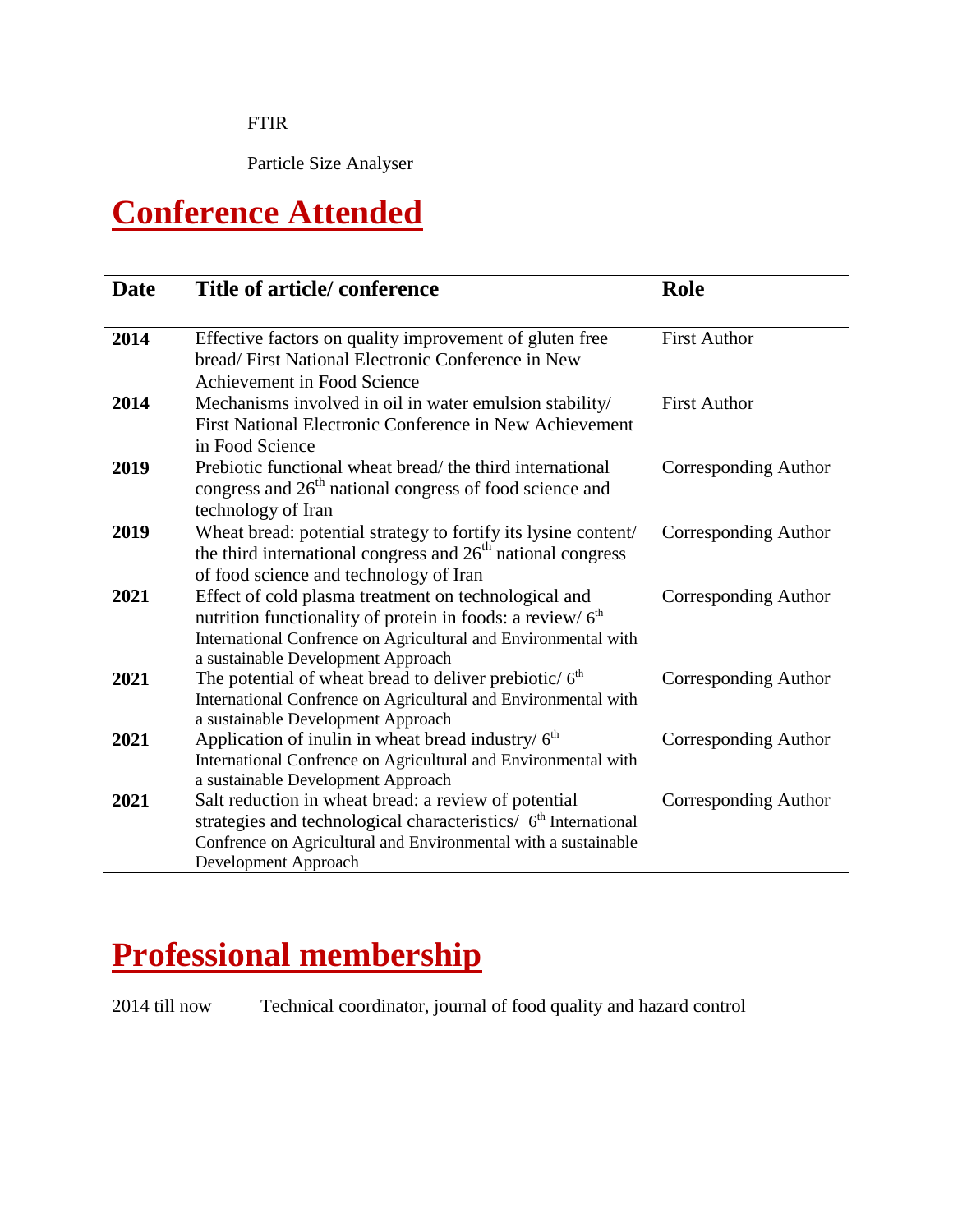FTIR

Particle Size Analyser

# Conference Attended

| Date | Title of article/ conference | Role |
|---|---|---|
| 2014 | Effective factors on quality improvement of gluten free bread/ First National Electronic Conference in New Achievement in Food Science | First Author |
| 2014 | Mechanisms involved in oil in water emulsion stability/ First National Electronic Conference in New Achievement in Food Science | First Author |
| 2019 | Prebiotic functional wheat bread/ the third international congress and 26th national congress of food science and technology of Iran | Corresponding Author |
| 2019 | Wheat bread: potential strategy to fortify its lysine content/ the third international congress and 26th national congress of food science and technology of Iran | Corresponding Author |
| 2021 | Effect of cold plasma treatment on technological and nutrition functionality of protein in foods: a review/ 6th International Confrence on Agricultural and Environmental with a sustainable Development Approach | Corresponding Author |
| 2021 | The potential of wheat bread to deliver prebiotic/ 6th International Confrence on Agricultural and Environmental with a sustainable Development Approach | Corresponding Author |
| 2021 | Application of inulin in wheat bread industry/ 6th International Confrence on Agricultural and Environmental with a sustainable Development Approach | Corresponding Author |
| 2021 | Salt reduction in wheat bread: a review of potential strategies and technological characteristics/ 6th International Confrence on Agricultural and Environmental with a sustainable Development Approach | Corresponding Author |

# Professional membership

2014 till now Technical coordinator, journal of food quality and hazard control